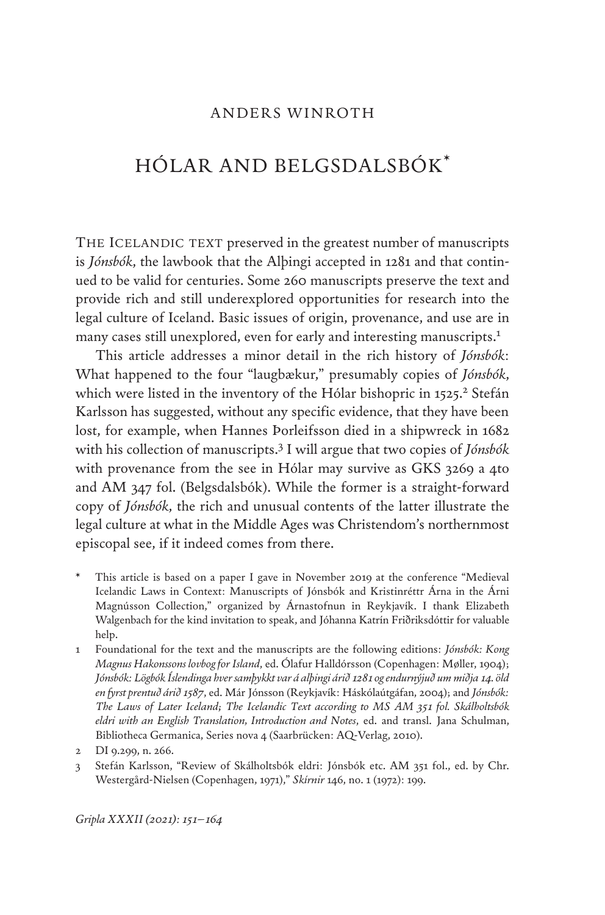ANDERS WINROTH

# HÓLAR AND BELGSDALSBÓK*

THE ICELANDIC TEXT preserved in the greatest number of manuscripts is *Jónsbók*, the lawbook that the Alþingi accepted in 1281 and that continued to be valid for centuries. Some 260 manuscripts preserve the text and provide rich and still underexplored opportunities for research into the legal culture of Iceland. Basic issues of origin, provenance, and use are in many cases still unexplored, even for early and interesting manuscripts.[1]

This article addresses a minor detail in the rich history of *Jónsbók*: What happened to the four "laugbækur," presumably copies of *Jónsbók*, which were listed in the inventory of the Hólar bishopric in 1525.[2] Stefán Karlsson has suggested, without any specific evidence, that they have been lost, for example, when Hannes Þorleifsson died in a shipwreck in 1682 with his collection of manuscripts.[3] I will argue that two copies of *Jónsbók* with provenance from the see in Hólar may survive as GKS 3269 a 4to and AM 347 fol. (Belgsdalsbók). While the former is a straight-forward copy of *Jónsbók*, the rich and unusual contents of the latter illustrate the legal culture at what in the Middle Ages was Christendom's northernmost episcopal see, if it indeed comes from there.

\* This article is based on a paper I gave in November 2019 at the conference "Medieval Icelandic Laws in Context: Manuscripts of Jónsbók and Kristinréttr Árna in the Árni Magnússon Collection," organized by Árnastofnun in Reykjavík. I thank Elizabeth Walgenbach for the kind invitation to speak, and Jóhanna Katrín Friðriksdóttir for valuable help.

1 Foundational for the text and the manuscripts are the following editions: *Jónsbók: Kong Magnus Hakonssons lovbog for Island*, ed. Ólafur Halldórsson (Copenhagen: Møller, 1904); *Jónsbók: Lögbók Íslendinga hver samþykkt var á alþingi árið 1281 og endurnýjuð um miðja 14. öld en fyrst prentuð árið 1587*, ed. Már Jónsson (Reykjavík: Háskólaútgáfan, 2004); and *Jónsbók: The Laws of Later Iceland; The Icelandic Text according to MS AM 351 fol. Skálholtsbók eldri with an English Translation, Introduction and Notes*, ed. and transl. Jana Schulman, Bibliotheca Germanica, Series nova 4 (Saarbrücken: AQ-Verlag, 2010).

2 DI 9.299, n. 266.

3 Stefán Karlsson, "Review of Skálholtsbók eldri: Jónsbók etc. AM 351 fol., ed. by Chr. Westergård-Nielsen (Copenhagen, 1971)," *Skírnir* 146, no. 1 (1972): 199.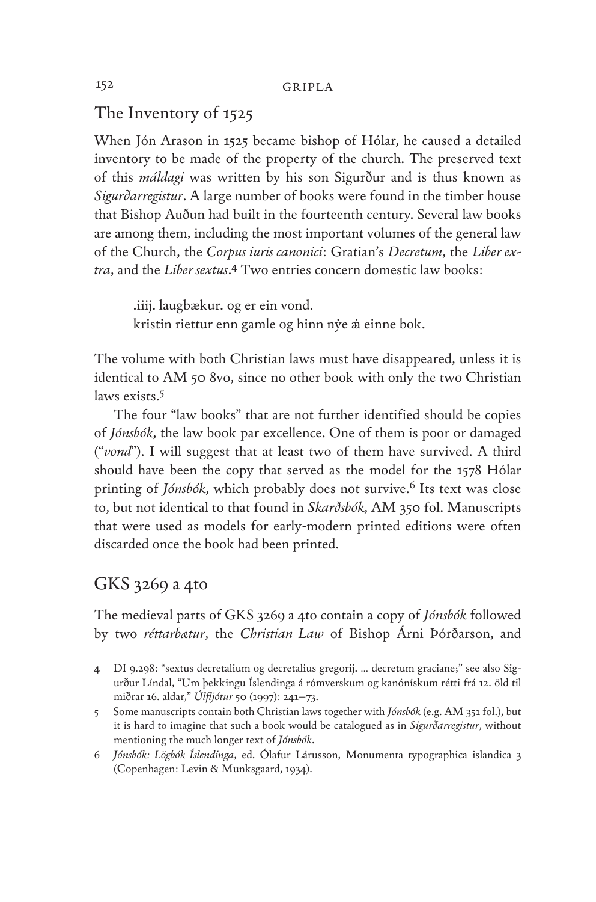## The Inventory of 1525

When Jón Arason in 1525 became bishop of Hólar, he caused a detailed inventory to be made of the property of the church. The preserved text of this *máldagi* was written by his son Sigurður and is thus known as *Sigurðarregistur*. A large number of books were found in the timber house that Bishop Auðun had built in the fourteenth century. Several law books are among them, including the most important volumes of the general law of the Church, the *Corpus iuris canonici*: Gratian's *Decretum*, the *Liber extra*, and the *Liber sextus*.[4] Two entries concern domestic law books:

> .iiij. laugbækur. og er ein vond.
> kristin riettur enn gamle og hinn nẏe á einne bok.

The volume with both Christian laws must have disappeared, unless it is identical to AM 50 8vo, since no other book with only the two Christian laws exists.[5]

The four "law books" that are not further identified should be copies of *Jónsbók*, the law book par excellence. One of them is poor or damaged ("*vond*"). I will suggest that at least two of them have survived. A third should have been the copy that served as the model for the 1578 Hólar printing of *Jónsbók*, which probably does not survive.[6] Its text was close to, but not identical to that found in *Skarðsbók*, AM 350 fol. Manuscripts that were used as models for early-modern printed editions were often discarded once the book had been printed.

## GKS 3269 a 4to

The medieval parts of GKS 3269 a 4to contain a copy of *Jónsbók* followed by two *réttarbætur*, the *Christian Law* of Bishop Árni Þórðarson, and

---

4 DI 9.298: "sextus decretalium og decretalius gregorij. … decretum graciane;" see also Sigurður Líndal, "Um þekkingu Íslendinga á rómverskum og kanónískum rétti frá 12. öld til miðrar 16. aldar," *Úlfljótur* 50 (1997): 241–73.

5 Some manuscripts contain both Christian laws together with *Jónsbók* (e.g. AM 351 fol.), but it is hard to imagine that such a book would be catalogued as in *Sigurðarregistur*, without mentioning the much longer text of *Jónsbók*.

6 *Jónsbók: Lögbók Íslendinga*, ed. Ólafur Lárusson, Monumenta typographica islandica 3 (Copenhagen: Levin & Munksgaard, 1934).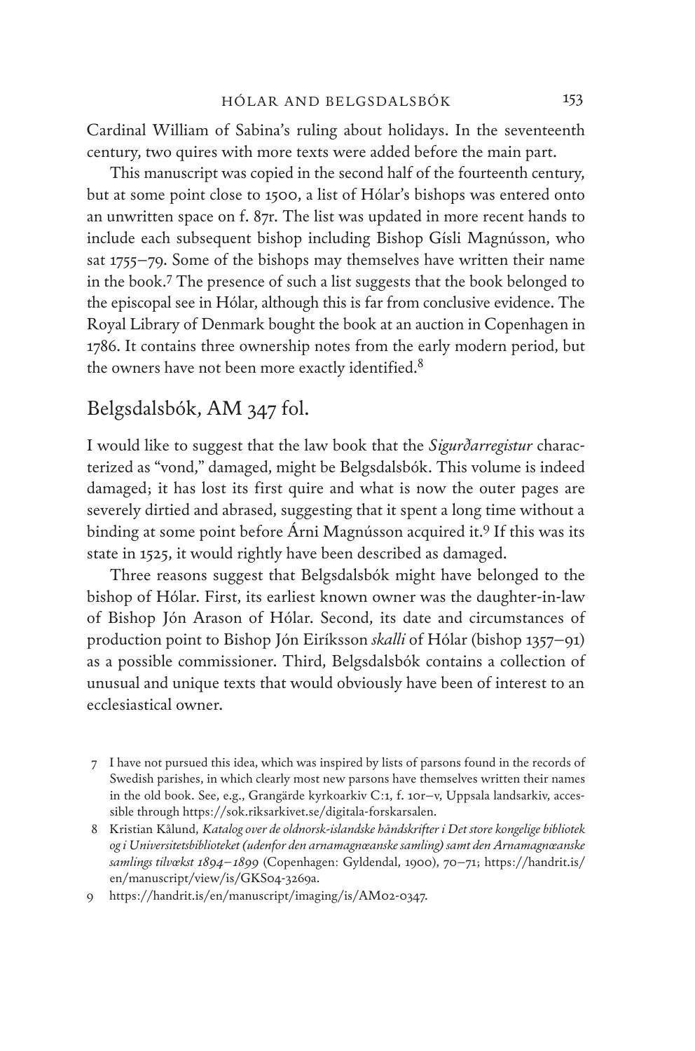Cardinal William of Sabina's ruling about holidays. In the seventeenth century, two quires with more texts were added before the main part.

This manuscript was copied in the second half of the fourteenth century, but at some point close to 1500, a list of Hólar's bishops was entered onto an unwritten space on f. 87r. The list was updated in more recent hands to include each subsequent bishop including Bishop Gísli Magnússon, who sat 1755–79. Some of the bishops may themselves have written their name in the book.[7] The presence of such a list suggests that the book belonged to the episcopal see in Hólar, although this is far from conclusive evidence. The Royal Library of Denmark bought the book at an auction in Copenhagen in 1786. It contains three ownership notes from the early modern period, but the owners have not been more exactly identified.[8]

## Belgsdalsbók, AM 347 fol.

I would like to suggest that the law book that the *Sigurðarregistur* characterized as "vond," damaged, might be Belgsdalsbók. This volume is indeed damaged; it has lost its first quire and what is now the outer pages are severely dirtied and abrased, suggesting that it spent a long time without a binding at some point before Árni Magnússon acquired it.[9] If this was its state in 1525, it would rightly have been described as damaged.

Three reasons suggest that Belgsdalsbók might have belonged to the bishop of Hólar. First, its earliest known owner was the daughter-in-law of Bishop Jón Arason of Hólar. Second, its date and circumstances of production point to Bishop Jón Eiríksson *skalli* of Hólar (bishop 1357–91) as a possible commissioner. Third, Belgsdalsbók contains a collection of unusual and unique texts that would obviously have been of interest to an ecclesiastical owner.

7 I have not pursued this idea, which was inspired by lists of parsons found in the records of Swedish parishes, in which clearly most new parsons have themselves written their names in the old book. See, e.g., Grangärde kyrkoarkiv C:1, f. 10r–v, Uppsala landsarkiv, accessible through https://sok.riksarkivet.se/digitala-forskarsalen.

8 Kristian Kålund, *Katalog over de oldnorsk-islandske håndskrifter i Det store kongelige bibliotek og i Universitetsbiblioteket (udenfor den arnamagnæanske samling) samt den Arnamagnæanske samlings tilvækst 1894–1899* (Copenhagen: Gyldendal, 1900), 70–71; https://handrit.is/en/manuscript/view/is/GKS04-3269a.

9 https://handrit.is/en/manuscript/imaging/is/AM02-0347.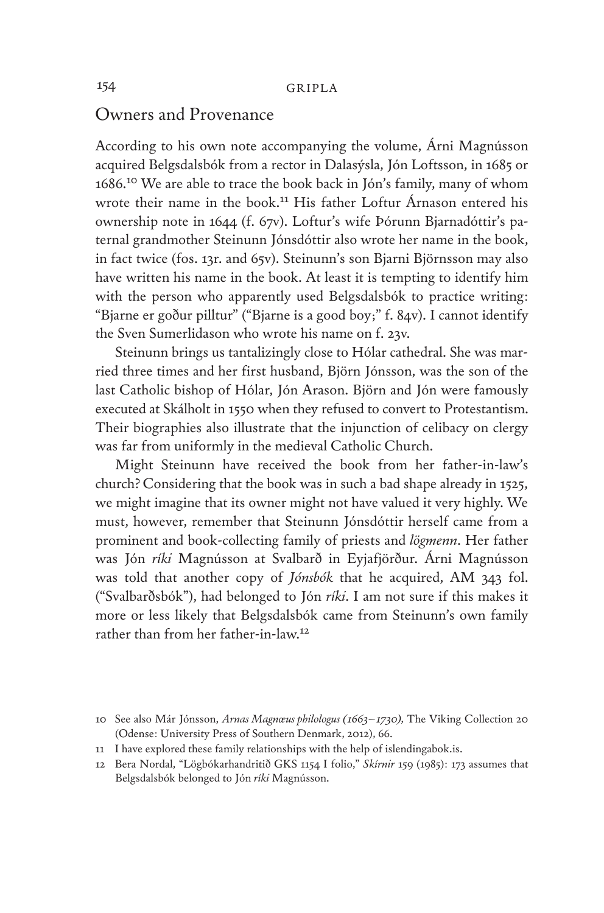## Owners and Provenance

According to his own note accompanying the volume, Árni Magnússon acquired Belgsdalsbók from a rector in Dalasýsla, Jón Loftsson, in 1685 or 1686.[10] We are able to trace the book back in Jón's family, many of whom wrote their name in the book.[11] His father Loftur Árnason entered his ownership note in 1644 (f. 67v). Loftur's wife Þórunn Bjarnadóttir's paternal grandmother Steinunn Jónsdóttir also wrote her name in the book, in fact twice (fos. 13r. and 65v). Steinunn's son Bjarni Björnsson may also have written his name in the book. At least it is tempting to identify him with the person who apparently used Belgsdalsbók to practice writing: "Bjarne er goður pilltur" ("Bjarne is a good boy;" f. 84v). I cannot identify the Sven Sumerlidason who wrote his name on f. 23v.

Steinunn brings us tantalizingly close to Hólar cathedral. She was married three times and her first husband, Björn Jónsson, was the son of the last Catholic bishop of Hólar, Jón Arason. Björn and Jón were famously executed at Skálholt in 1550 when they refused to convert to Protestantism. Their biographies also illustrate that the injunction of celibacy on clergy was far from uniformly in the medieval Catholic Church.

Might Steinunn have received the book from her father-in-law's church? Considering that the book was in such a bad shape already in 1525, we might imagine that its owner might not have valued it very highly. We must, however, remember that Steinunn Jónsdóttir herself came from a prominent and book-collecting family of priests and *lögmenn*. Her father was Jón *ríki* Magnússon at Svalbarð in Eyjafjörður. Árni Magnússon was told that another copy of *Jónsbók* that he acquired, AM 343 fol. ("Svalbarðsbók"), had belonged to Jón *ríki*. I am not sure if this makes it more or less likely that Belgsdalsbók came from Steinunn's own family rather than from her father-in-law.[12]

---

10 See also Már Jónsson, *Arnas Magnæus philologus (1663–1730),* The Viking Collection 20 (Odense: University Press of Southern Denmark, 2012), 66.

11 I have explored these family relationships with the help of islendingabok.is.

12 Bera Nordal, "Lögbókarhandritið GKS 1154 I folio," *Skírnir* 159 (1985): 173 assumes that Belgsdalsbók belonged to Jón *ríki* Magnússon.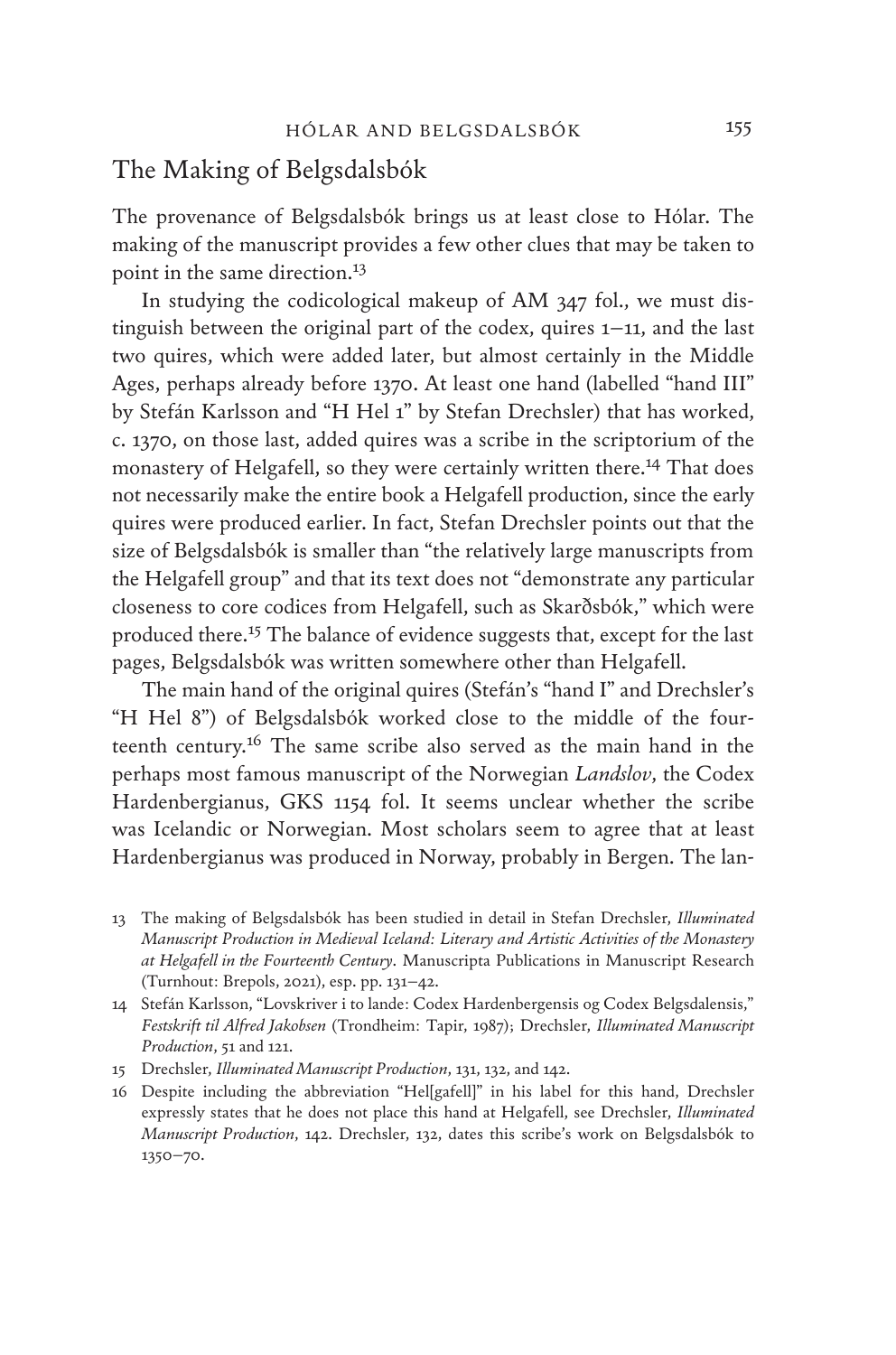## The Making of Belgsdalsbók

The provenance of Belgsdalsbók brings us at least close to Hólar. The making of the manuscript provides a few other clues that may be taken to point in the same direction.[13]

In studying the codicological makeup of AM 347 fol., we must distinguish between the original part of the codex, quires 1–11, and the last two quires, which were added later, but almost certainly in the Middle Ages, perhaps already before 1370. At least one hand (labelled "hand III" by Stefán Karlsson and "H Hel 1" by Stefan Drechsler) that has worked, c. 1370, on those last, added quires was a scribe in the scriptorium of the monastery of Helgafell, so they were certainly written there.[14] That does not necessarily make the entire book a Helgafell production, since the early quires were produced earlier. In fact, Stefan Drechsler points out that the size of Belgsdalsbók is smaller than "the relatively large manuscripts from the Helgafell group" and that its text does not "demonstrate any particular closeness to core codices from Helgafell, such as Skarðsbók," which were produced there.[15] The balance of evidence suggests that, except for the last pages, Belgsdalsbók was written somewhere other than Helgafell.

The main hand of the original quires (Stefán's "hand I" and Drechsler's "H Hel 8") of Belgsdalsbók worked close to the middle of the fourteenth century.[16] The same scribe also served as the main hand in the perhaps most famous manuscript of the Norwegian *Landslov*, the Codex Hardenbergianus, GKS 1154 fol. It seems unclear whether the scribe was Icelandic or Norwegian. Most scholars seem to agree that at least Hardenbergianus was produced in Norway, probably in Bergen. The lan-

13 The making of Belgsdalsbók has been studied in detail in Stefan Drechsler, *Illuminated Manuscript Production in Medieval Iceland: Literary and Artistic Activities of the Monastery at Helgafell in the Fourteenth Century*. Manuscripta Publications in Manuscript Research (Turnhout: Brepols, 2021), esp. pp. 131–42.

14 Stefán Karlsson, "Lovskriver i to lande: Codex Hardenbergensis og Codex Belgsdalensis," *Festskrift til Alfred Jakobsen* (Trondheim: Tapir, 1987); Drechsler, *Illuminated Manuscript Production*, 51 and 121.

15 Drechsler, *Illuminated Manuscript Production*, 131, 132, and 142.

16 Despite including the abbreviation "Hel[gafell]" in his label for this hand, Drechsler expressly states that he does not place this hand at Helgafell, see Drechsler, *Illuminated Manuscript Production*, 142. Drechsler, 132, dates this scribe's work on Belgsdalsbók to 1350–70.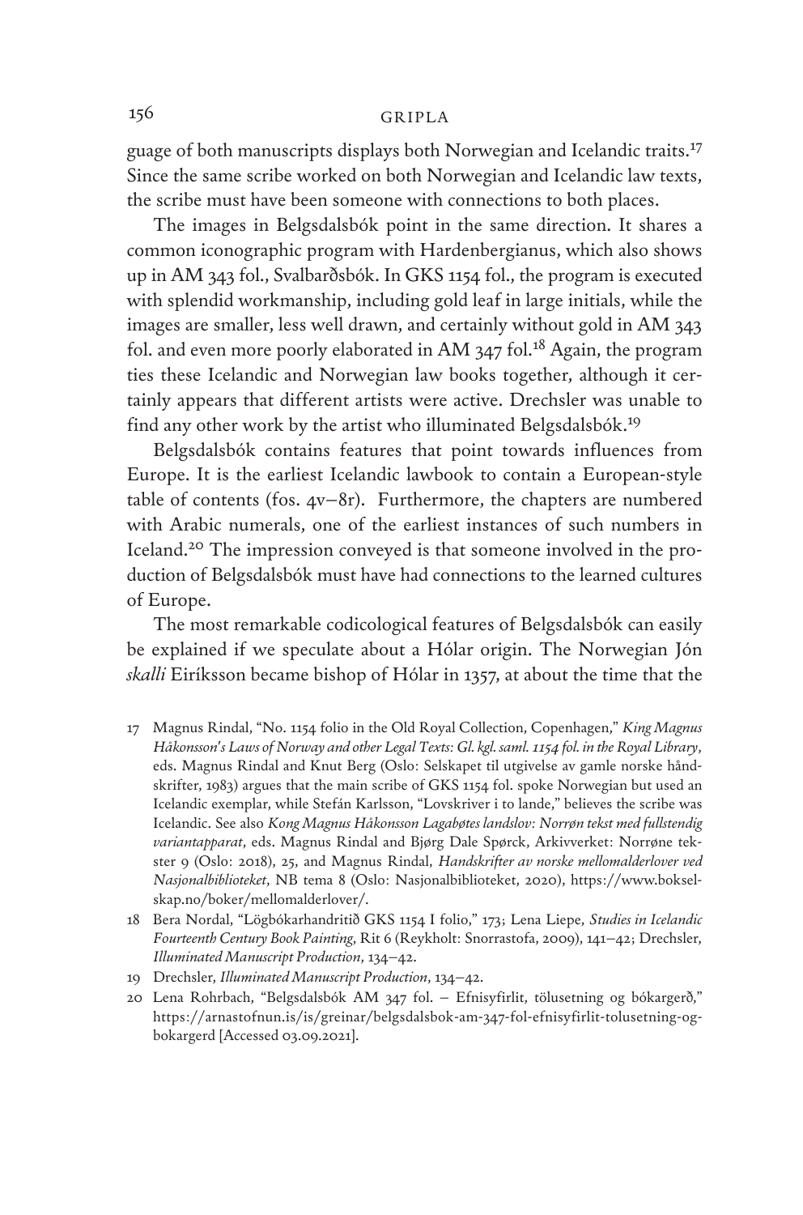guage of both manuscripts displays both Norwegian and Icelandic traits.[17] Since the same scribe worked on both Norwegian and Icelandic law texts, the scribe must have been someone with connections to both places.

The images in Belgsdalsbók point in the same direction. It shares a common iconographic program with Hardenbergianus, which also shows up in AM 343 fol., Svalbarðsbók. In GKS 1154 fol., the program is executed with splendid workmanship, including gold leaf in large initials, while the images are smaller, less well drawn, and certainly without gold in AM 343 fol. and even more poorly elaborated in AM 347 fol.[18] Again, the program ties these Icelandic and Norwegian law books together, although it certainly appears that different artists were active. Drechsler was unable to find any other work by the artist who illuminated Belgsdalsbók.[19]

Belgsdalsbók contains features that point towards influences from Europe. It is the earliest Icelandic lawbook to contain a European-style table of contents (fos. 4v–8r). Furthermore, the chapters are numbered with Arabic numerals, one of the earliest instances of such numbers in Iceland.[20] The impression conveyed is that someone involved in the production of Belgsdalsbók must have had connections to the learned cultures of Europe.

The most remarkable codicological features of Belgsdalsbók can easily be explained if we speculate about a Hólar origin. The Norwegian Jón *skalli* Eiríksson became bishop of Hólar in 1357, at about the time that the

17 Magnus Rindal, "No. 1154 folio in the Old Royal Collection, Copenhagen," *King Magnus Håkonsson's Laws of Norway and other Legal Texts: Gl. kgl. saml. 1154 fol. in the Royal Library*, eds. Magnus Rindal and Knut Berg (Oslo: Selskapet til utgivelse av gamle norske håndskrifter, 1983) argues that the main scribe of GKS 1154 fol. spoke Norwegian but used an Icelandic exemplar, while Stefán Karlsson, "Lovskriver i to lande," believes the scribe was Icelandic. See also *Kong Magnus Håkonsson Lagabøtes landslov: Norrøn tekst med fullstendig variantapparat*, eds. Magnus Rindal and Bjørg Dale Spørck, Arkivverket: Norrøne tekster 9 (Oslo: 2018), 25, and Magnus Rindal, *Handskrifter av norske mellomalderlover ved Nasjonalbiblioteket*, NB tema 8 (Oslo: Nasjonalbiblioteket, 2020), https://www.bokselskap.no/boker/mellomalderlover/.

18 Bera Nordal, "Lögbókarhandritið GKS 1154 I folio," 173; Lena Liepe, *Studies in Icelandic Fourteenth Century Book Painting*, Rit 6 (Reykholt: Snorrastofa, 2009), 141–42; Drechsler, *Illuminated Manuscript Production*, 134–42.

19 Drechsler, *Illuminated Manuscript Production*, 134–42.

20 Lena Rohrbach, "Belgsdalsbók AM 347 fol. – Efnisyfirlit, tölusetning og bókargerð," https://arnastofnun.is/is/greinar/belgsdalsbok-am-347-fol-efnisyfirlit-tolusetning-og-bokargerd [Accessed 03.09.2021].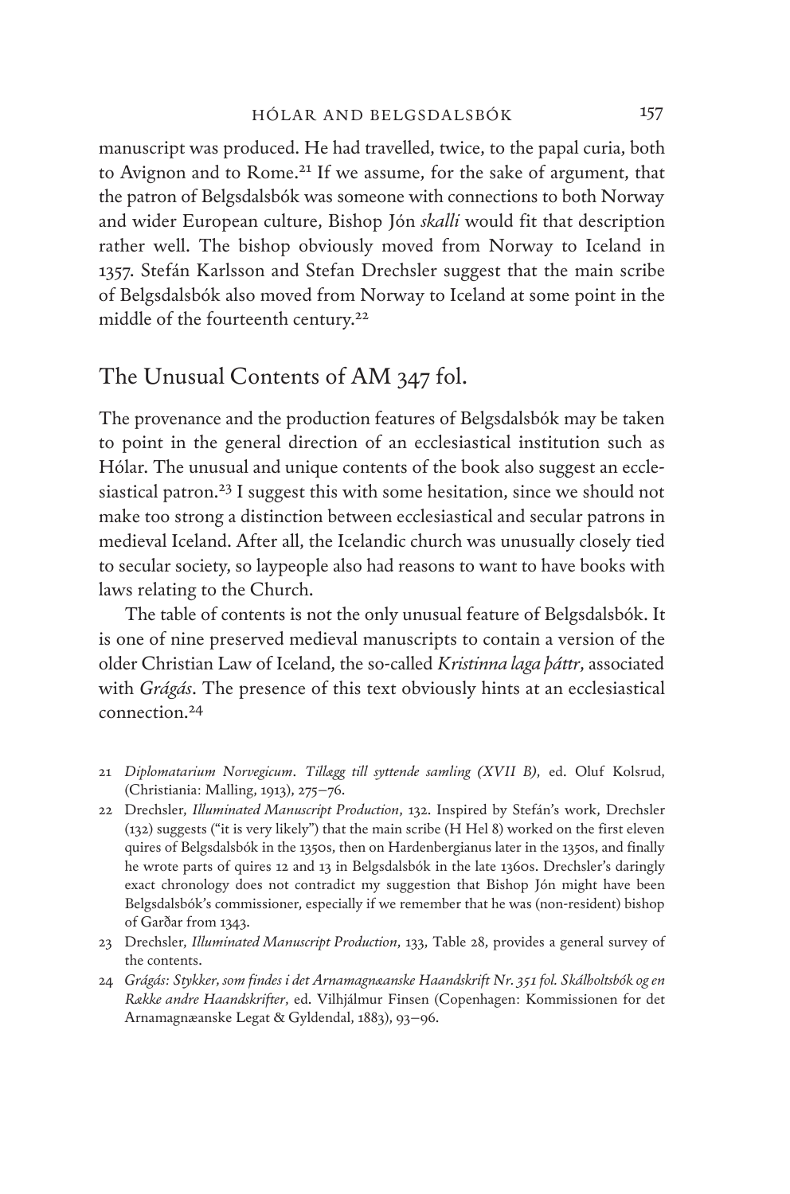manuscript was produced. He had travelled, twice, to the papal curia, both to Avignon and to Rome.[21] If we assume, for the sake of argument, that the patron of Belgsdalsbók was someone with connections to both Norway and wider European culture, Bishop Jón *skalli* would fit that description rather well. The bishop obviously moved from Norway to Iceland in 1357. Stefán Karlsson and Stefan Drechsler suggest that the main scribe of Belgsdalsbók also moved from Norway to Iceland at some point in the middle of the fourteenth century.[22]

## The Unusual Contents of AM 347 fol.

The provenance and the production features of Belgsdalsbók may be taken to point in the general direction of an ecclesiastical institution such as Hólar. The unusual and unique contents of the book also suggest an ecclesiastical patron.[23] I suggest this with some hesitation, since we should not make too strong a distinction between ecclesiastical and secular patrons in medieval Iceland. After all, the Icelandic church was unusually closely tied to secular society, so laypeople also had reasons to want to have books with laws relating to the Church.

The table of contents is not the only unusual feature of Belgsdalsbók. It is one of nine preserved medieval manuscripts to contain a version of the older Christian Law of Iceland, the so-called *Kristinna laga þáttr*, associated with *Grágás*. The presence of this text obviously hints at an ecclesiastical connection.[24]

21 *Diplomatarium Norvegicum. Tillægg till syttende samling (XVII B)*, ed. Oluf Kolsrud, (Christiania: Malling, 1913), 275–76.

22 Drechsler, *Illuminated Manuscript Production*, 132. Inspired by Stefán's work, Drechsler (132) suggests ("it is very likely") that the main scribe (H Hel 8) worked on the first eleven quires of Belgsdalsbók in the 1350s, then on Hardenbergianus later in the 1350s, and finally he wrote parts of quires 12 and 13 in Belgsdalsbók in the late 1360s. Drechsler's daringly exact chronology does not contradict my suggestion that Bishop Jón might have been Belgsdalsbók's commissioner, especially if we remember that he was (non-resident) bishop of Garðar from 1343.

23 Drechsler, *Illuminated Manuscript Production*, 133, Table 28, provides a general survey of the contents.

24 *Grágás: Stykker, som findes i det Arnamagnæanske Haandskrift Nr. 351 fol. Skálholtsbók og en Række andre Haandskrifter*, ed. Vilhjálmur Finsen (Copenhagen: Kommissionen for det Arnamagnæanske Legat & Gyldendal, 1883), 93–96.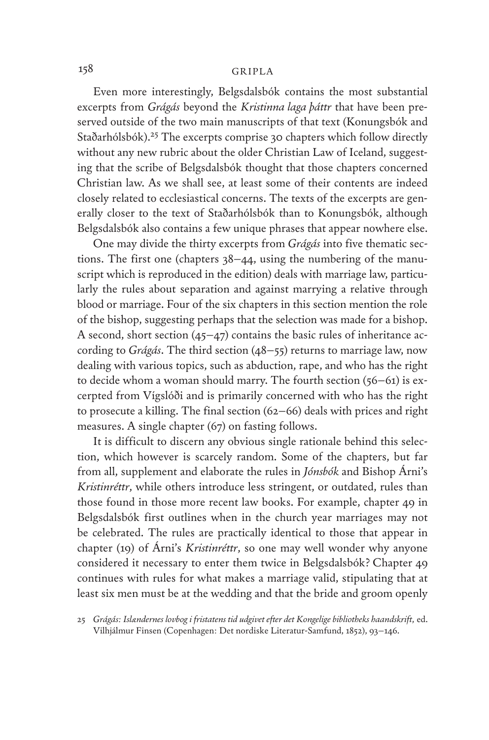Even more interestingly, Belgsdalsbók contains the most substantial excerpts from *Grágás* beyond the *Kristinna laga þáttr* that have been preserved outside of the two main manuscripts of that text (Konungsbók and Staðarhólsbók).[25] The excerpts comprise 30 chapters which follow directly without any new rubric about the older Christian Law of Iceland, suggesting that the scribe of Belgsdalsbók thought that those chapters concerned Christian law. As we shall see, at least some of their contents are indeed closely related to ecclesiastical concerns. The texts of the excerpts are generally closer to the text of Staðarhólsbók than to Konungsbók, although Belgsdalsbók also contains a few unique phrases that appear nowhere else.

One may divide the thirty excerpts from *Grágás* into five thematic sections. The first one (chapters 38–44, using the numbering of the manuscript which is reproduced in the edition) deals with marriage law, particularly the rules about separation and against marrying a relative through blood or marriage. Four of the six chapters in this section mention the role of the bishop, suggesting perhaps that the selection was made for a bishop. A second, short section (45–47) contains the basic rules of inheritance according to *Grágás*. The third section (48–55) returns to marriage law, now dealing with various topics, such as abduction, rape, and who has the right to decide whom a woman should marry. The fourth section (56–61) is excerpted from Vígslóði and is primarily concerned with who has the right to prosecute a killing. The final section (62–66) deals with prices and right measures. A single chapter (67) on fasting follows.

It is difficult to discern any obvious single rationale behind this selection, which however is scarcely random. Some of the chapters, but far from all, supplement and elaborate the rules in *Jónsbók* and Bishop Árni's *Kristinréttr*, while others introduce less stringent, or outdated, rules than those found in those more recent law books. For example, chapter 49 in Belgsdalsbók first outlines when in the church year marriages may not be celebrated. The rules are practically identical to those that appear in chapter (19) of Árni's *Kristinréttr*, so one may well wonder why anyone considered it necessary to enter them twice in Belgsdalsbók? Chapter 49 continues with rules for what makes a marriage valid, stipulating that at least six men must be at the wedding and that the bride and groom openly

25 *Grágás: Islændernes lovbog i fristatens tid udgivet efter det Kongelige bibliotheks haandskrift*, ed. Vilhjálmur Finsen (Copenhagen: Det nordiske Literatur-Samfund, 1852), 93–146.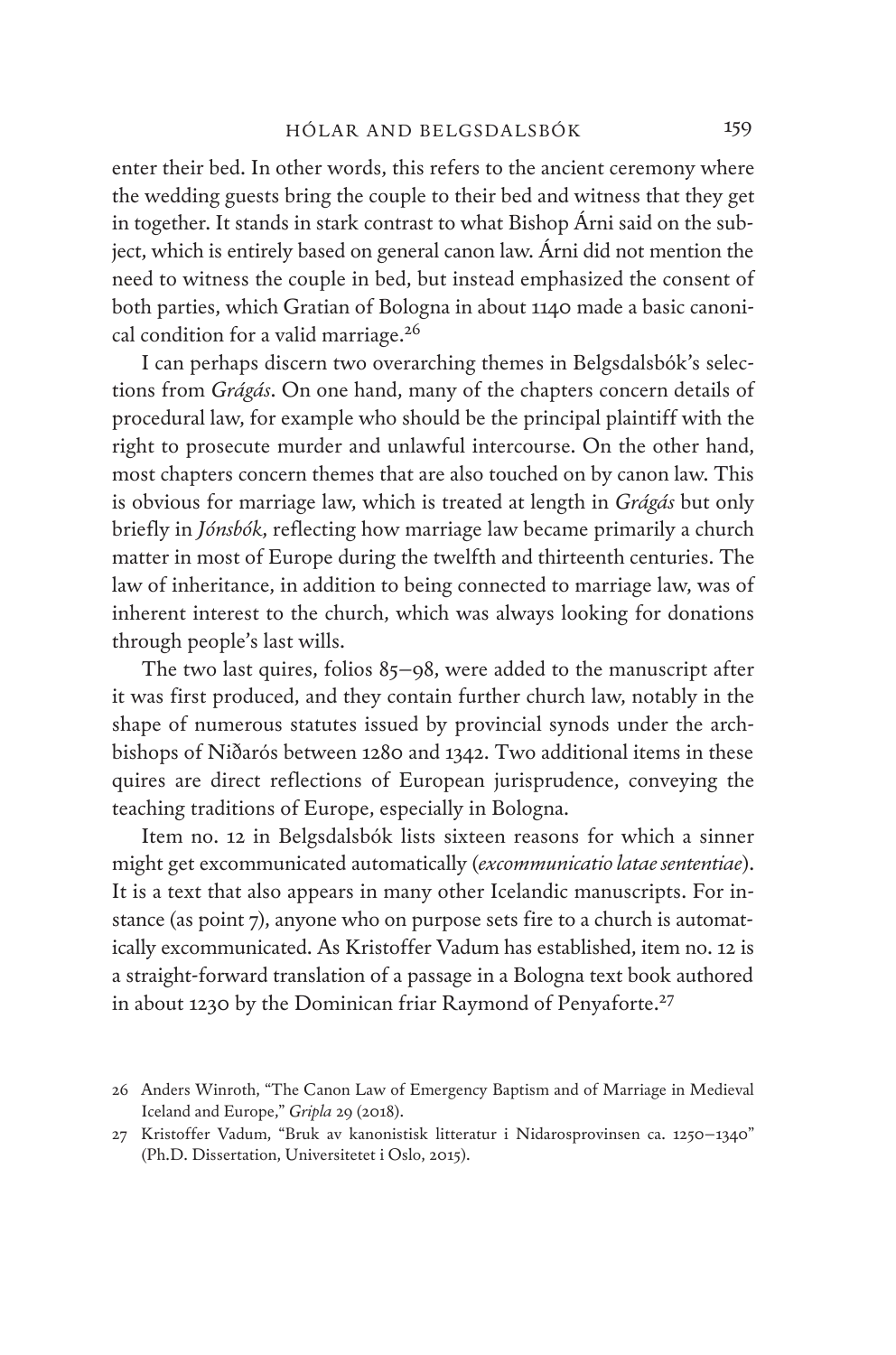enter their bed. In other words, this refers to the ancient ceremony where the wedding guests bring the couple to their bed and witness that they get in together. It stands in stark contrast to what Bishop Árni said on the subject, which is entirely based on general canon law. Árni did not mention the need to witness the couple in bed, but instead emphasized the consent of both parties, which Gratian of Bologna in about 1140 made a basic canonical condition for a valid marriage.[26]

I can perhaps discern two overarching themes in Belgsdalsbók's selections from *Grágás*. On one hand, many of the chapters concern details of procedural law, for example who should be the principal plaintiff with the right to prosecute murder and unlawful intercourse. On the other hand, most chapters concern themes that are also touched on by canon law. This is obvious for marriage law, which is treated at length in *Grágás* but only briefly in *Jónsbók*, reflecting how marriage law became primarily a church matter in most of Europe during the twelfth and thirteenth centuries. The law of inheritance, in addition to being connected to marriage law, was of inherent interest to the church, which was always looking for donations through people's last wills.

The two last quires, folios 85–98, were added to the manuscript after it was first produced, and they contain further church law, notably in the shape of numerous statutes issued by provincial synods under the archbishops of Niðarós between 1280 and 1342. Two additional items in these quires are direct reflections of European jurisprudence, conveying the teaching traditions of Europe, especially in Bologna.

Item no. 12 in Belgsdalsbók lists sixteen reasons for which a sinner might get excommunicated automatically (*excommunicatio latae sententiae*). It is a text that also appears in many other Icelandic manuscripts. For instance (as point 7), anyone who on purpose sets fire to a church is automatically excommunicated. As Kristoffer Vadum has established, item no. 12 is a straight-forward translation of a passage in a Bologna text book authored in about 1230 by the Dominican friar Raymond of Penyaforte.[27]

26 Anders Winroth, "The Canon Law of Emergency Baptism and of Marriage in Medieval Iceland and Europe," *Gripla* 29 (2018).

27 Kristoffer Vadum, "Bruk av kanonistisk litteratur i Nidarosprovinsen ca. 1250–1340" (Ph.D. Dissertation, Universitetet i Oslo, 2015).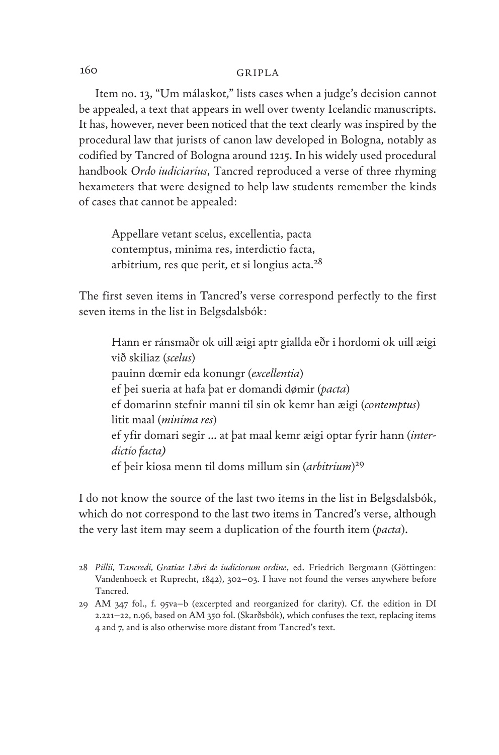Item no. 13, "Um málaskot," lists cases when a judge's decision cannot be appealed, a text that appears in well over twenty Icelandic manuscripts. It has, however, never been noticed that the text clearly was inspired by the procedural law that jurists of canon law developed in Bologna, notably as codified by Tancred of Bologna around 1215. In his widely used procedural handbook *Ordo iudiciarius*, Tancred reproduced a verse of three rhyming hexameters that were designed to help law students remember the kinds of cases that cannot be appealed:

> Appellare vetant scelus, excellentia, pacta
> contemptus, minima res, interdictio facta,
> arbitrium, res que perit, et si longius acta.[28]

The first seven items in Tancred's verse correspond perfectly to the first seven items in the list in Belgsdalsbók:

> Hann er ránsmaðr ok uill ægi aptr giallda eðr i hordomi ok uill ægi við skiliaz (*scelus*)
> pauinn dœmir eda konungr (*excellentia*)
> ef þei sueria at hafa þat er domandi dømir (*pacta*)
> ef domarinn stefnir manni til sin ok kemr han ægi (*contemptus*)
> litit maal (*minima res*)
> ef yfir domari segir ... at þat maal kemr ægi optar fyrir hann (*interdictio facta)*
> ef þeir kiosa menn til doms millum sin (*arbitrium*)[29]

I do not know the source of the last two items in the list in Belgsdalsbók, which do not correspond to the last two items in Tancred's verse, although the very last item may seem a duplication of the fourth item (*pacta*).

---

28 *Pillii, Tancredi, Gratiae Libri de iudiciorum ordine*, ed. Friedrich Bergmann (Göttingen: Vandenhoeck et Ruprecht, 1842), 302–03. I have not found the verses anywhere before Tancred.

29 AM 347 fol., f. 95va–b (excerpted and reorganized for clarity). Cf. the edition in DI 2.221–22, n.96, based on AM 350 fol. (Skarðsbók), which confuses the text, replacing items 4 and 7, and is also otherwise more distant from Tancred's text.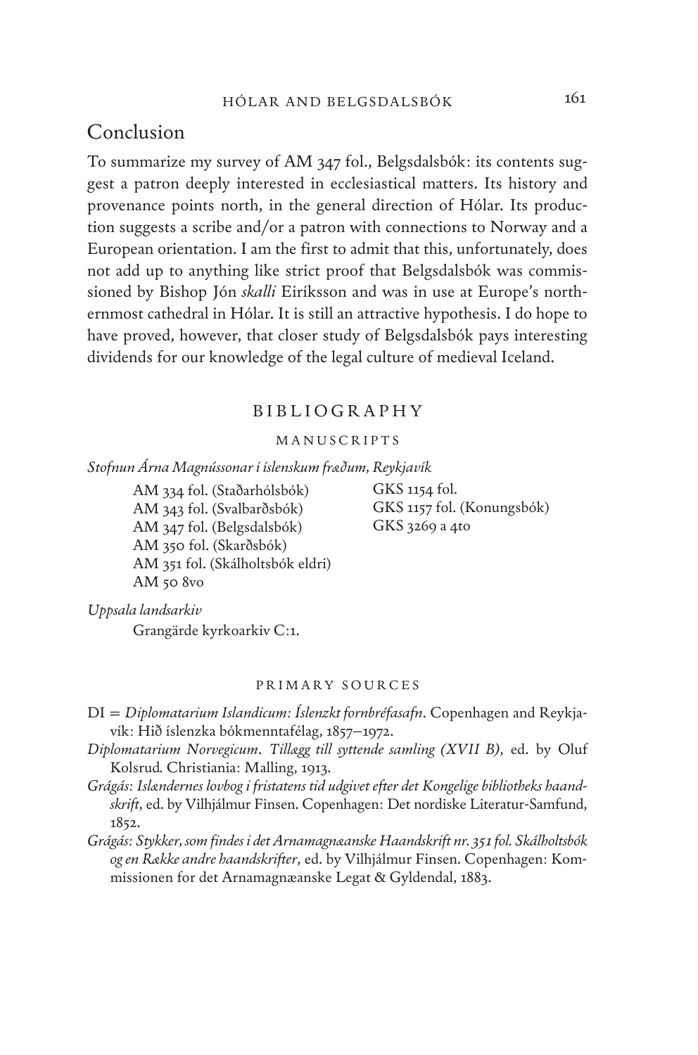## Conclusion

To summarize my survey of AM 347 fol., Belgsdalsbók: its contents suggest a patron deeply interested in ecclesiastical matters. Its history and provenance points north, in the general direction of Hólar. Its production suggests a scribe and/or a patron with connections to Norway and a European orientation. I am the first to admit that this, unfortunately, does not add up to anything like strict proof that Belgsdalsbók was commissioned by Bishop Jón *skalli* Eiríksson and was in use at Europe's northernmost cathedral in Hólar. It is still an attractive hypothesis. I do hope to have proved, however, that closer study of Belgsdalsbók pays interesting dividends for our knowledge of the legal culture of medieval Iceland.

## BIBLIOGRAPHY

### MANUSCRIPTS

*Stofnun Árna Magnússonar í íslenskum fræðum, Reykjavík*

AM 334 fol. (Staðarhólsbók)
AM 343 fol. (Svalbarðsbók)
AM 347 fol. (Belgsdalsbók)
AM 350 fol. (Skarðsbók)
AM 351 fol. (Skálholtsbók eldri)
AM 50 8vo
GKS 1154 fol.
GKS 1157 fol. (Konungsbók)
GKS 3269 a 4to

*Uppsala landsarkiv*

Grangärde kyrkoarkiv C:1.

### PRIMARY SOURCES

DI = *Diplomatarium Islandicum: Íslenzkt fornbréfasafn*. Copenhagen and Reykjavík: Hið íslenzka bókmenntafélag, 1857–1972.

*Diplomatarium Norvegicum. Tillægg till syttende samling (XVII B)*, ed. by Oluf Kolsrud. Christiania: Malling, 1913.

*Grágás: Islændernes lovbog i fristatens tid udgivet efter det Kongelige bibliotheks haandskrift*, ed. by Vilhjálmur Finsen. Copenhagen: Det nordiske Literatur-Samfund, 1852.

*Grágás: Stykker, som findes i det Arnamagnæanske Haandskrift nr. 351 fol. Skálholtsbók og en Række andre haandskrifter*, ed. by Vilhjálmur Finsen. Copenhagen: Kommissionen for det Arnamagnæanske Legat & Gyldendal, 1883.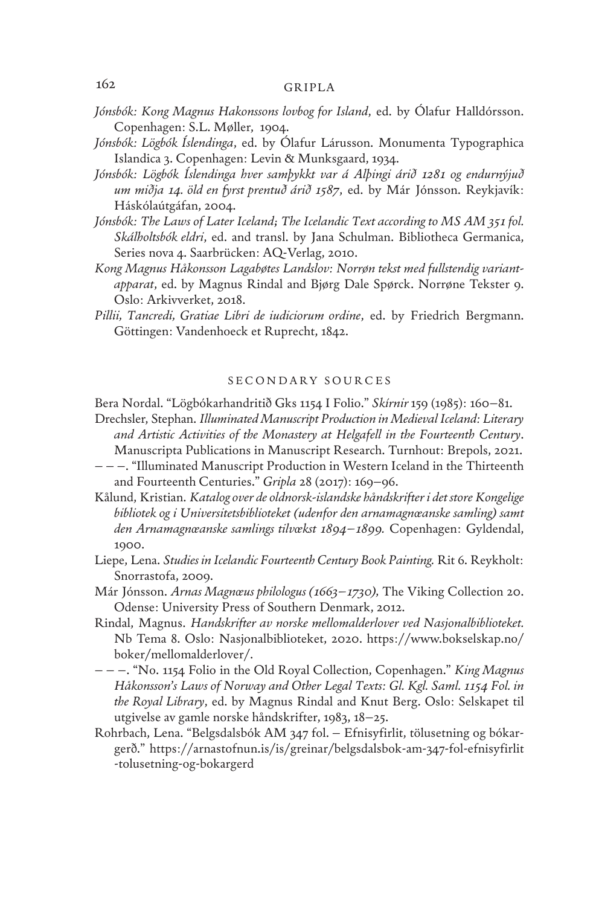*Jónsbók: Kong Magnus Hakonssons lovbog for Island*, ed. by Ólafur Halldórsson. Copenhagen: S.L. Møller, 1904.

*Jónsbók: Lögbók Íslendinga*, ed. by Ólafur Lárusson. Monumenta Typographica Islandica 3. Copenhagen: Levin & Munksgaard, 1934.

*Jónsbók: Lögbók Íslendinga hver samþykkt var á Alþingi árið 1281 og endurnýjuð um miðja 14. öld en fyrst prentuð árið 1587*, ed. by Már Jónsson. Reykjavík: Háskólaútgáfan, 2004.

*Jónsbók: The Laws of Later Iceland; The Icelandic Text according to MS AM 351 fol. Skálholtsbók eldri*, ed. and transl. by Jana Schulman. Bibliotheca Germanica, Series nova 4. Saarbrücken: AQ-Verlag, 2010.

*Kong Magnus Håkonsson Lagabøtes Landslov: Norrøn tekst med fullstendig variantapparat*, ed. by Magnus Rindal and Bjørg Dale Spørck. Norrøne Tekster 9. Oslo: Arkivverket, 2018.

*Pillii, Tancredi, Gratiae Libri de iudiciorum ordine*, ed. by Friedrich Bergmann. Göttingen: Vandenhoeck et Ruprecht, 1842.

## SECONDARY SOURCES

Bera Nordal. "Lögbókarhandritið Gks 1154 I Folio." *Skírnir* 159 (1985): 160–81.

Drechsler, Stephan. *Illuminated Manuscript Production in Medieval Iceland: Literary and Artistic Activities of the Monastery at Helgafell in the Fourteenth Century*. Manuscripta Publications in Manuscript Research. Turnhout: Brepols, 2021.

– – –. "Illuminated Manuscript Production in Western Iceland in the Thirteenth and Fourteenth Centuries." *Gripla* 28 (2017): 169–96.

Kålund, Kristian. *Katalog over de oldnorsk-islandske håndskrifter i det store Kongelige bibliotek og i Universitetsbiblioteket (udenfor den arnamagnæanske samling) samt den Arnamagnæanske samlings tilvækst 1894–1899.* Copenhagen: Gyldendal, 1900.

Liepe, Lena. *Studies in Icelandic Fourteenth Century Book Painting.* Rit 6. Reykholt: Snorrastofa, 2009.

Már Jónsson. *Arnas Magnæus philologus (1663–1730),* The Viking Collection 20. Odense: University Press of Southern Denmark, 2012.

Rindal, Magnus. *Handskrifter av norske mellomalderlover ved Nasjonalbiblioteket.* Nb Tema 8. Oslo: Nasjonalbiblioteket, 2020. https://www.bokselskap.no/boker/mellomalderlover/.

– – –. "No. 1154 Folio in the Old Royal Collection, Copenhagen." *King Magnus Håkonsson's Laws of Norway and Other Legal Texts: Gl. Kgl. Saml. 1154 Fol. in the Royal Library*, ed. by Magnus Rindal and Knut Berg. Oslo: Selskapet til utgivelse av gamle norske håndskrifter, 1983, 18–25.

Rohrbach, Lena. "Belgsdalsbók AM 347 fol. – Efnisyfirlit, tölusetning og bókargerð." https://arnastofnun.is/is/greinar/belgsdalsbok-am-347-fol-efnisyfirlit-tolusetning-og-bokargerd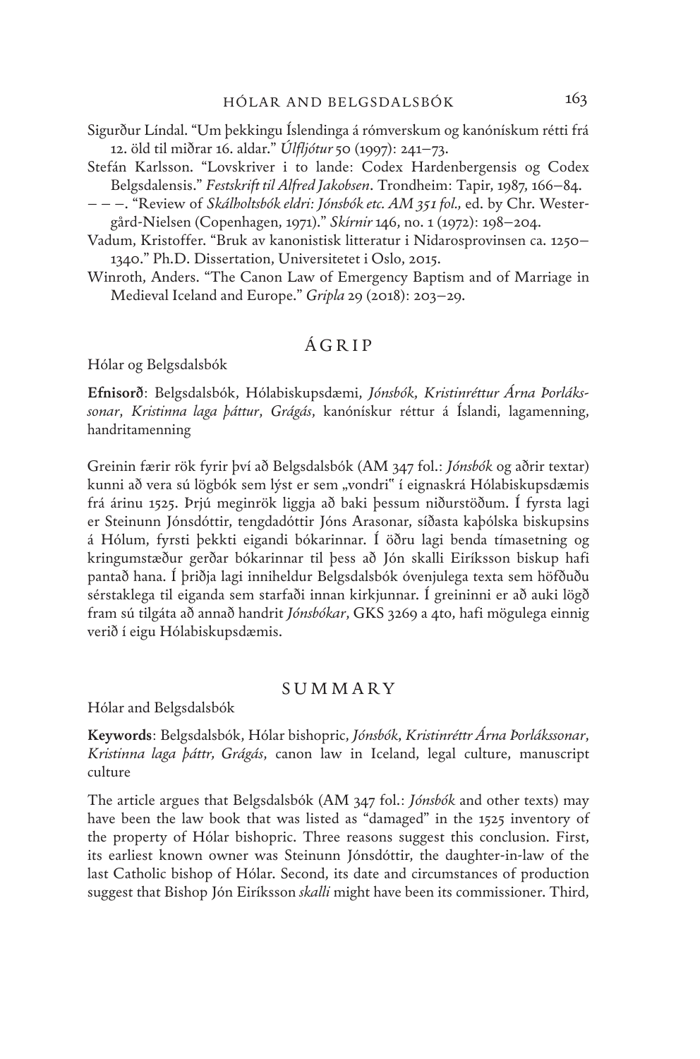Sigurður Líndal. "Um þekkingu Íslendinga á rómverskum og kanónískum rétti frá 12. öld til miðrar 16. aldar." *Úlfljótur* 50 (1997): 241–73.

Stefán Karlsson. "Lovskriver i to lande: Codex Hardenbergensis og Codex Belgsdalensis." *Festskrift til Alfred Jakobsen*. Trondheim: Tapir, 1987, 166–84.

– – –. "Review of *Skálholtsbók eldri: Jónsbók etc. AM 351 fol.,* ed. by Chr. Westergård-Nielsen (Copenhagen, 1971)." *Skírnir* 146, no. 1 (1972): 198–204.

Vadum, Kristoffer. "Bruk av kanonistisk litteratur i Nidarosprovinsen ca. 1250–1340." Ph.D. Dissertation, Universitetet i Oslo, 2015.

Winroth, Anders. "The Canon Law of Emergency Baptism and of Marriage in Medieval Iceland and Europe." *Gripla* 29 (2018): 203–29.

## ÁGRIP

Hólar og Belgsdalsbók

**Efnisorð**: Belgsdalsbók, Hólabiskupsdæmi, *Jónsbók*, *Kristinréttur Árna Þorlákssonar*, *Kristinna laga þáttur*, *Grágás*, kanónískur réttur á Íslandi, lagamenning, handritamenning

Greinin færir rök fyrir því að Belgsdalsbók (AM 347 fol.: *Jónsbók* og aðrir textar) kunni að vera sú lögbók sem lýst er sem „vondri" í eignaskrá Hólabiskupsdæmis frá árinu 1525. Þrjú meginrök liggja að baki þessum niðurstöðum. Í fyrsta lagi er Steinunn Jónsdóttir, tengdadóttir Jóns Arasonar, síðasta kaþólska biskupsins á Hólum, fyrsti þekkti eigandi bókarinnar. Í öðru lagi benda tímasetning og kringumstæður gerðar bókarinnar til þess að Jón skalli Eiríksson biskup hafi pantað hana. Í þriðja lagi inniheldur Belgsdalsbók óvenjulega texta sem höfðuðu sérstaklega til eiganda sem starfaði innan kirkjunnar. Í greininni er að auki lögð fram sú tilgáta að annað handrit *Jónsbókar*, GKS 3269 a 4to, hafi mögulega einnig verið í eigu Hólabiskupsdæmis.

## SUMMARY

Hólar and Belgsdalsbók

**Keywords**: Belgsdalsbók, Hólar bishopric, *Jónsbók*, *Kristinréttr Árna Þorlákssonar*, *Kristinna laga þáttr*, *Grágás*, canon law in Iceland, legal culture, manuscript culture

The article argues that Belgsdalsbók (AM 347 fol.: *Jónsbók* and other texts) may have been the law book that was listed as "damaged" in the 1525 inventory of the property of Hólar bishopric. Three reasons suggest this conclusion. First, its earliest known owner was Steinunn Jónsdóttir, the daughter-in-law of the last Catholic bishop of Hólar. Second, its date and circumstances of production suggest that Bishop Jón Eiríksson *skalli* might have been its commissioner. Third,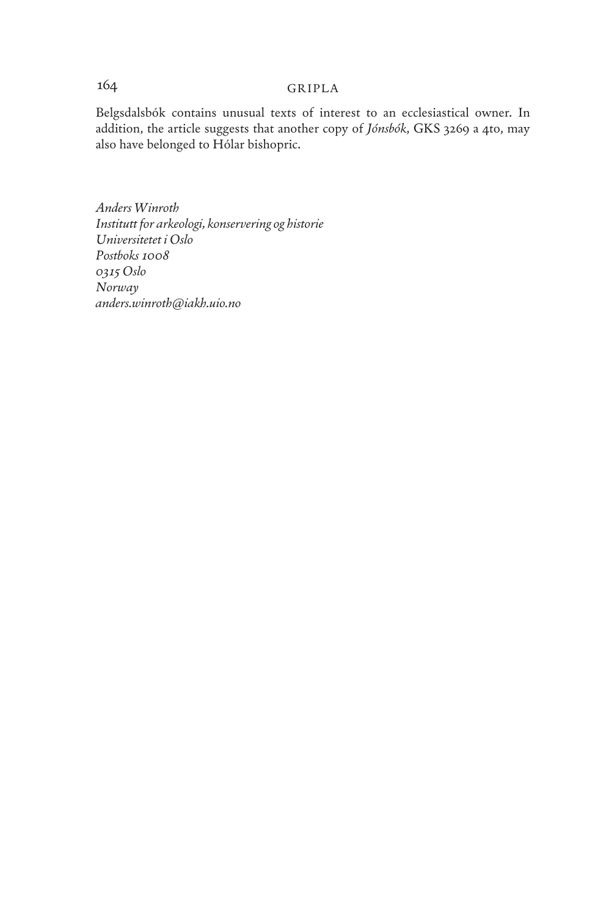Belgsdalsbók contains unusual texts of interest to an ecclesiastical owner. In addition, the article suggests that another copy of *Jónsbók*, GKS 3269 a 4to, may also have belonged to Hólar bishopric.

*Anders Winroth*
*Institutt for arkeologi, konservering og historie*
*Universitetet i Oslo*
*Postboks 1008*
*0315 Oslo*
*Norway*
*anders.winroth@iakh.uio.no*